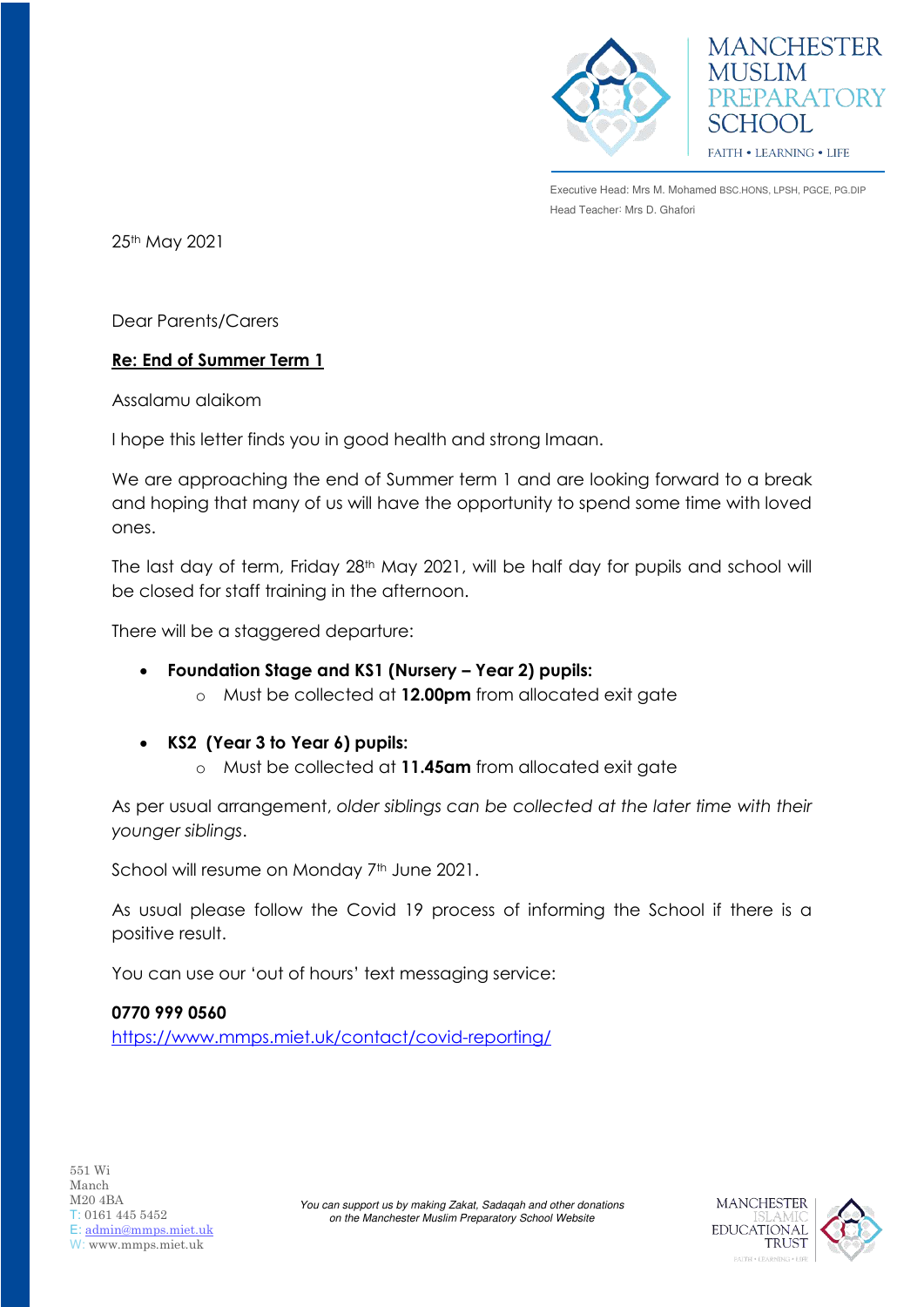MANCHESTER MUSLIM PREPARATORY SCHOOL

FAITH • LEARNING • LIFE

Executive Head: Mrs M. Mohamed BSC.HONS, LPSH, PGCE, PG.DIP
Head Teacher: Mrs D. Ghafori

25th May 2021

Dear Parents/Carers

**Re: End of Summer Term 1**

Assalamu alaikom

I hope this letter finds you in good health and strong Imaan.

We are approaching the end of Summer term 1 and are looking forward to a break and hoping that many of us will have the opportunity to spend some time with loved ones.

The last day of term, Friday 28th May 2021, will be half day for pupils and school will be closed for staff training in the afternoon.

There will be a staggered departure:

- **Foundation Stage and KS1 (Nursery – Year 2) pupils:**
  - Must be collected at **12.00pm** from allocated exit gate
- **KS2 (Year 3 to Year 6) pupils:**
  - Must be collected at **11.45am** from allocated exit gate

As per usual arrangement, *older siblings can be collected at the later time with their younger siblings*.

School will resume on Monday 7th June 2021.

As usual please follow the Covid 19 process of informing the School if there is a positive result.

You can use our 'out of hours' text messaging service:

**0770 999 0560**
https://www.mmps.miet.uk/contact/covid-reporting/

551 Wi
Manch
M20 4BA
T: 0161 445 5452
E: admin@mmps.miet.uk
W: www.mmps.miet.uk

*You can support us by making Zakat, Sadaqah and other donations on the Manchester Muslim Preparatory School Website*

MANCHESTER ISLAMIC EDUCATIONAL TRUST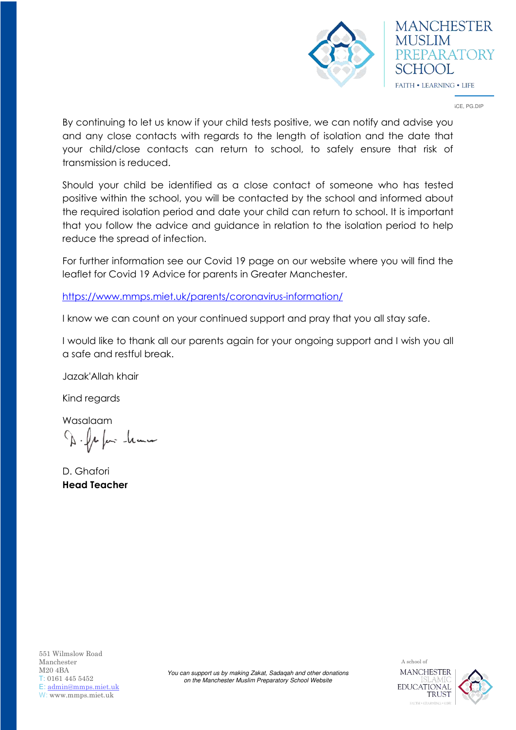By continuing to let us know if your child tests positive, we can notify and advise you and any close contacts with regards to the length of isolation and the date that your child/close contacts can return to school, to safely ensure that risk of transmission is reduced.

Should your child be identified as a close contact of someone who has tested positive within the school, you will be contacted by the school and informed about the required isolation period and date your child can return to school. It is important that you follow the advice and guidance in relation to the isolation period to help reduce the spread of infection.

For further information see our Covid 19 page on our website where you will find the leaflet for Covid 19 Advice for parents in Greater Manchester.

https://www.mmps.miet.uk/parents/coronavirus-information/

I know we can count on your continued support and pray that you all stay safe.

I would like to thank all our parents again for your ongoing support and I wish you all a safe and restful break.

Jazak'Allah khair

Kind regards

Wasalaam

D. Ghafori
**Head Teacher**

551 Wilmslow Road
Manchester
M20 4BA
T: 0161 445 5452
E: admin@mmps.miet.uk
W: www.mmps.miet.uk

*You can support us by making Zakat, Sadaqah and other donations on the Manchester Muslim Preparatory School Website*

A school of MANCHESTER ISLAMIC EDUCATIONAL TRUST